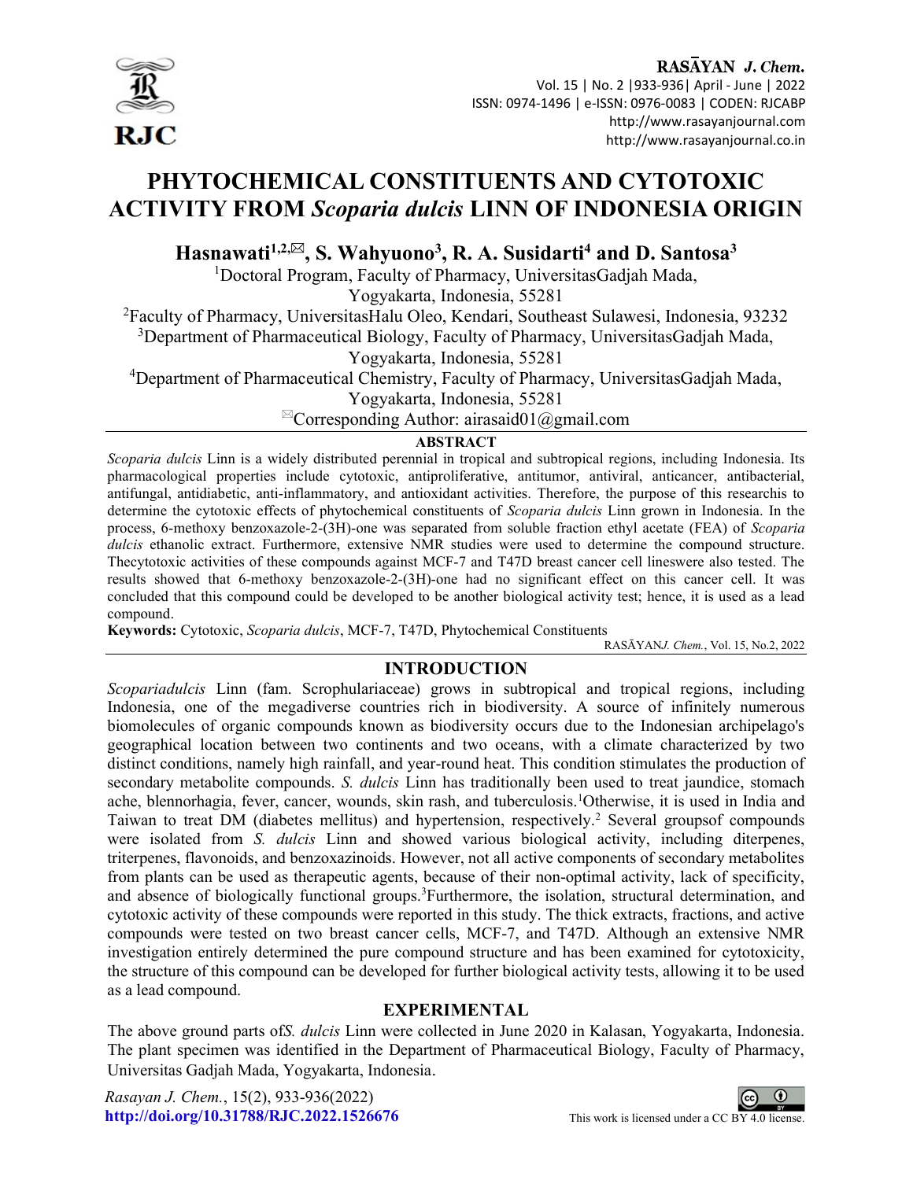# PHYTOCHEMICAL CONSTITUENTS AND CYTOTOXIC ACTIVITY FROM *Scoparia dulcis* LINN OF INDONESIA ORIGIN

**Hasnawati[1,2,✉], S. Wahyuono[3], R. A. Susidarti[4] and D. Santosa[3]**

[1]Doctoral Program, Faculty of Pharmacy, UniversitasGadjah Mada, Yogyakarta, Indonesia, 55281

[2]Faculty of Pharmacy, UniversitasHalu Oleo, Kendari, Southeast Sulawesi, Indonesia, 93232

[3]Department of Pharmaceutical Biology, Faculty of Pharmacy, UniversitasGadjah Mada, Yogyakarta, Indonesia, 55281

[4]Department of Pharmaceutical Chemistry, Faculty of Pharmacy, UniversitasGadjah Mada, Yogyakarta, Indonesia, 55281

✉Corresponding Author: airasaid01@gmail.com

## ABSTRACT

*Scoparia dulcis* Linn is a widely distributed perennial in tropical and subtropical regions, including Indonesia. Its pharmacological properties include cytotoxic, antiproliferative, antitumor, antiviral, anticancer, antibacterial, antifungal, antidiabetic, anti-inflammatory, and antioxidant activities. Therefore, the purpose of this researchis to determine the cytotoxic effects of phytochemical constituents of *Scoparia dulcis* Linn grown in Indonesia. In the process, 6-methoxy benzoxazole-2-(3H)-one was separated from soluble fraction ethyl acetate (FEA) of *Scoparia dulcis* ethanolic extract. Furthermore, extensive NMR studies were used to determine the compound structure. Thecytotoxic activities of these compounds against MCF-7 and T47D breast cancer cell lineswere also tested. The results showed that 6-methoxy benzoxazole-2-(3H)-one had no significant effect on this cancer cell. It was concluded that this compound could be developed to be another biological activity test; hence, it is used as a lead compound.

**Keywords:** Cytotoxic, *Scoparia dulcis*, MCF-7, T47D, Phytochemical Constituents

RASĀYAN*J. Chem.*, Vol. 15, No.2, 2022

## INTRODUCTION

*Scopariadulcis* Linn (fam. Scrophulariaceae) grows in subtropical and tropical regions, including Indonesia, one of the megadiverse countries rich in biodiversity. A source of infinitely numerous biomolecules of organic compounds known as biodiversity occurs due to the Indonesian archipelago's geographical location between two continents and two oceans, with a climate characterized by two distinct conditions, namely high rainfall, and year-round heat. This condition stimulates the production of secondary metabolite compounds. *S. dulcis* Linn has traditionally been used to treat jaundice, stomach ache, blennorhagia, fever, cancer, wounds, skin rash, and tuberculosis.[1]Otherwise, it is used in India and Taiwan to treat DM (diabetes mellitus) and hypertension, respectively.[2] Several groupsof compounds were isolated from *S. dulcis* Linn and showed various biological activity, including diterpenes, triterpenes, flavonoids, and benzoxazinoids. However, not all active components of secondary metabolites from plants can be used as therapeutic agents, because of their non-optimal activity, lack of specificity, and absence of biologically functional groups.[3]Furthermore, the isolation, structural determination, and cytotoxic activity of these compounds were reported in this study. The thick extracts, fractions, and active compounds were tested on two breast cancer cells, MCF-7, and T47D. Although an extensive NMR investigation entirely determined the pure compound structure and has been examined for cytotoxicity, the structure of this compound can be developed for further biological activity tests, allowing it to be used as a lead compound.

## EXPERIMENTAL

The above ground parts of*S. dulcis* Linn were collected in June 2020 in Kalasan, Yogyakarta, Indonesia. The plant specimen was identified in the Department of Pharmaceutical Biology, Faculty of Pharmacy, Universitas Gadjah Mada, Yogyakarta, Indonesia.

*Rasayan J. Chem.*, 15(2), 933-936(2022)
http://doi.org/10.31788/RJC.2022.1526676

This work is licensed under a CC BY 4.0 license.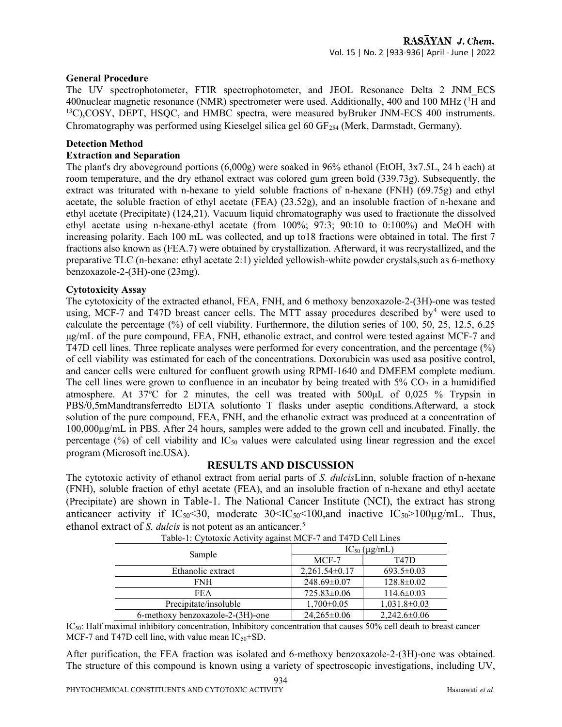### General Procedure

The UV spectrophotometer, FTIR spectrophotometer, and JEOL Resonance Delta 2 JNM_ECS 400nuclear magnetic resonance (NMR) spectrometer were used. Additionally, 400 and 100 MHz ($^1$H and $^{13}$C),COSY, DEPT, HSQC, and HMBC spectra, were measured byBruker JNM-ECS 400 instruments. Chromatography was performed using Kieselgel silica gel 60 $GF_{254}$ (Merk, Darmstadt, Germany).

### Detection Method

#### Extraction and Separation

The plant's dry aboveground portions (6,000g) were soaked in 96% ethanol (EtOH, 3x7.5L, 24 h each) at room temperature, and the dry ethanol extract was colored gum green bold (339.73g). Subsequently, the extract was triturated with n-hexane to yield soluble fractions of n-hexane (FNH) (69.75g) and ethyl acetate, the soluble fraction of ethyl acetate (FEA) (23.52g), and an insoluble fraction of n-hexane and ethyl acetate (Precipitate) (124,21). Vacuum liquid chromatography was used to fractionate the dissolved ethyl acetate using n-hexane-ethyl acetate (from 100%; 97:3; 90:10 to 0:100%) and MeOH with increasing polarity. Each 100 mL was collected, and up to18 fractions were obtained in total. The first 7 fractions also known as (FEA.7) were obtained by crystallization. Afterward, it was recrystallized, and the preparative TLC (n-hexane: ethyl acetate 2:1) yielded yellowish-white powder crystals,such as 6-methoxy benzoxazole-2-(3H)-one (23mg).

#### Cytotoxicity Assay

The cytotoxicity of the extracted ethanol, FEA, FNH, and 6 methoxy benzoxazole-2-(3H)-one was tested using, MCF-7 and T47D breast cancer cells. The MTT assay procedures described by[4] were used to calculate the percentage (%) of cell viability. Furthermore, the dilution series of 100, 50, 25, 12.5, 6.25 μg/mL of the pure compound, FEA, FNH, ethanolic extract, and control were tested against MCF-7 and T47D cell lines. Three replicate analyses were performed for every concentration, and the percentage (%) of cell viability was estimated for each of the concentrations. Doxorubicin was used asa positive control, and cancer cells were cultured for confluent growth using RPMI-1640 and DMEEM complete medium. The cell lines were grown to confluence in an incubator by being treated with 5% $CO_2$ in a humidified atmosphere. At 37ºC for 2 minutes, the cell was treated with 500μL of 0,025 % Trypsin in PBS/0,5mMandtransferredto EDTA solutionto T flasks under aseptic conditions.Afterward, a stock solution of the pure compound, FEA, FNH, and the ethanolic extract was produced at a concentration of 100,000μg/mL in PBS. After 24 hours, samples were added to the grown cell and incubated. Finally, the percentage (%) of cell viability and $IC_{50}$ values were calculated using linear regression and the excel program (Microsoft inc.USA).

## RESULTS AND DISCUSSION

The cytotoxic activity of ethanol extract from aerial parts of *S. dulcis*Linn, soluble fraction of n-hexane (FNH), soluble fraction of ethyl acetate (FEA), and an insoluble fraction of n-hexane and ethyl acetate (Precipitate) are shown in Table-1. The National Cancer Institute (NCI), the extract has strong anticancer activity if $IC_{50}<30$, moderate $30<IC_{50}<100$,and inactive $IC_{50}>100$μg/mL. Thus, ethanol extract of *S. dulcis* is not potent as an anticancer.[5]

Table-1: Cytotoxic Activity against MCF-7 and T47D Cell Lines

| Sample | $IC_{50}$ (μg/mL) | |
|---|---|---|
| | MCF-7 | T47D |
| Ethanolic extract | 2,261.54±0.17 | 693.5±0.03 |
| FNH | 248.69±0.07 | 128.8±0.02 |
| FEA | 725.83±0.06 | 114.6±0.03 |
| Precipitate/insoluble | 1,700±0.05 | 1,031.8±0.03 |
| 6-methoxy benzoxazole-2-(3H)-one | 24,265±0.06 | 2,242.6±0.06 |

$IC_{50}$: Half maximal inhibitory concentration, Inhibitory concentration that causes 50% cell death to breast cancer MCF-7 and T47D cell line, with value mean $IC_{50}$±SD.

After purification, the FEA fraction was isolated and 6-methoxy benzoxazole-2-(3H)-one was obtained. The structure of this compound is known using a variety of spectroscopic investigations, including UV,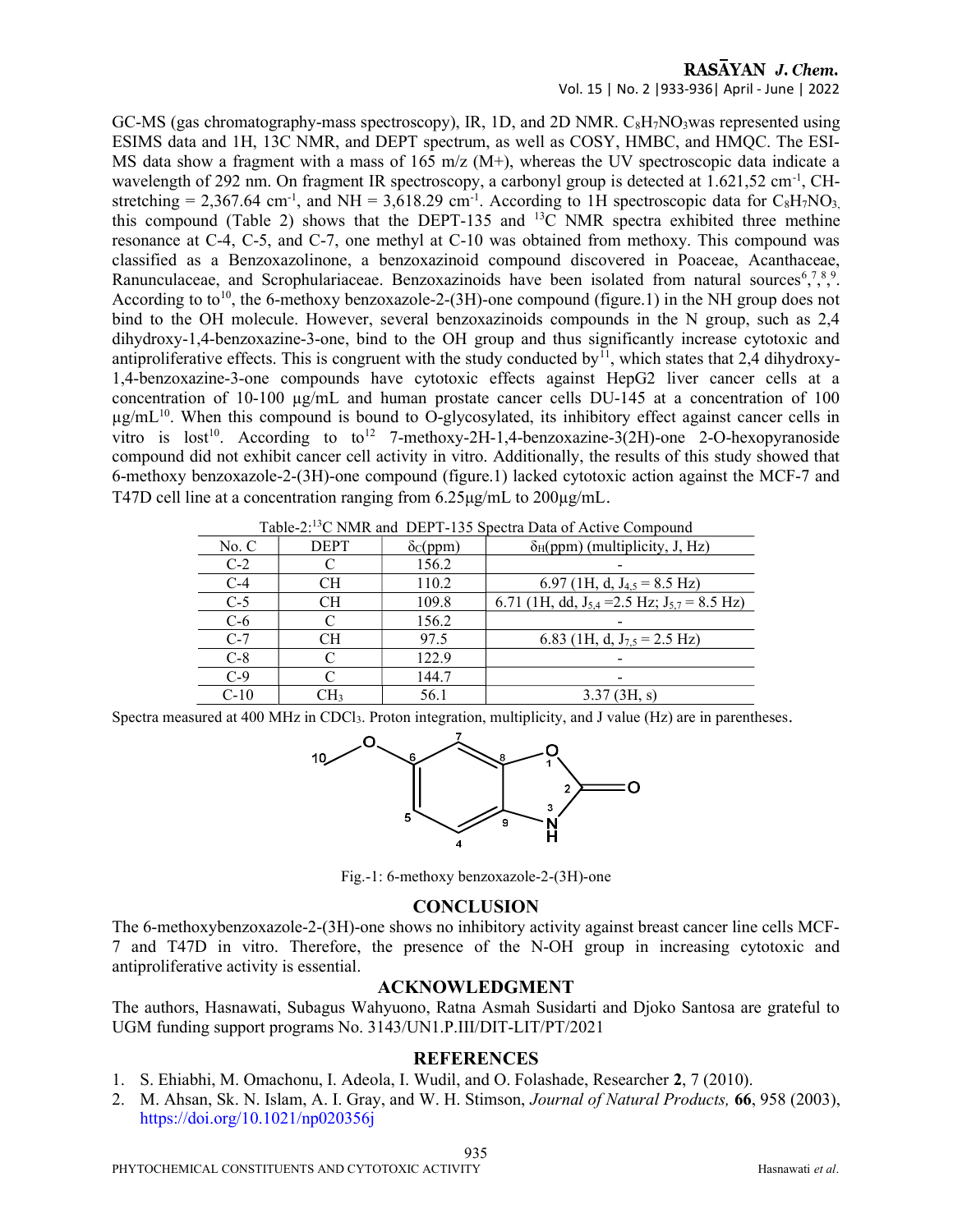GC-MS (gas chromatography-mass spectroscopy), IR, 1D, and 2D NMR. $C_8H_7NO_3$was represented using ESIMS data and 1H, 13C NMR, and DEPT spectrum, as well as COSY, HMBC, and HMQC. The ESI-MS data show a fragment with a mass of 165 m/z (M+), whereas the UV spectroscopic data indicate a wavelength of 292 nm. On fragment IR spectroscopy, a carbonyl group is detected at 1.621,52 $cm^{-1}$, CH-stretching = 2,367.64 $cm^{-1}$, and NH = 3,618.29 $cm^{-1}$. According to 1H spectroscopic data for $C_8H_7NO_3$, this compound (Table 2) shows that the DEPT-135 and $^{13}C$ NMR spectra exhibited three methine resonance at C-4, C-5, and C-7, one methyl at C-10 was obtained from methoxy. This compound was classified as a Benzoxazolinone, a benzoxazinoid compound discovered in Poaceae, Acanthaceae, Ranunculaceae, and Scrophulariaceae. Benzoxazinoids have been isolated from natural sources[6,7,8,9]. According to to[10], the 6-methoxy benzoxazole-2-(3H)-one compound (figure.1) in the NH group does not bind to the OH molecule. However, several benzoxazinoids compounds in the N group, such as 2,4 dihydroxy-1,4-benzoxazine-3-one, bind to the OH group and thus significantly increase cytotoxic and antiproliferative effects. This is congruent with the study conducted by[11], which states that 2,4 dihydroxy-1,4-benzoxazine-3-one compounds have cytotoxic effects against HepG2 liver cancer cells at a concentration of 10-100 μg/mL and human prostate cancer cells DU-145 at a concentration of 100 μg/mL[10]. When this compound is bound to O-glycosylated, its inhibitory effect against cancer cells in vitro is lost[10]. According to to[12] 7-methoxy-2H-1,4-benzoxazine-3(2H)-one 2-O-hexopyranoside compound did not exhibit cancer cell activity in vitro. Additionally, the results of this study showed that 6-methoxy benzoxazole-2-(3H)-one compound (figure.1) lacked cytotoxic action against the MCF-7 and T47D cell line at a concentration ranging from 6.25μg/mL to 200μg/mL.

Table-2: $^{13}C$ NMR and DEPT-135 Spectra Data of Active Compound

| No. C | DEPT | $\delta_C$(ppm) | $\delta_H$(ppm) (multiplicity, J, Hz) |
|---|---|---|---|
| C-2 | C | 156.2 | - |
| C-4 | CH | 110.2 | 6.97 (1H, d, $J_{4,5}$ = 8.5 Hz) |
| C-5 | CH | 109.8 | 6.71 (1H, dd, $J_{5,4}$ =2.5 Hz; $J_{5,7}$ = 8.5 Hz) |
| C-6 | C | 156.2 | - |
| C-7 | CH | 97.5 | 6.83 (1H, d, $J_{7,5}$ = 2.5 Hz) |
| C-8 | C | 122.9 | - |
| C-9 | C | 144.7 | - |
| C-10 | $CH_3$ | 56.1 | 3.37 (3H, s) |

Spectra measured at 400 MHz in $CDCl_3$. Proton integration, multiplicity, and J value (Hz) are in parentheses.

Fig.-1: 6-methoxy benzoxazole-2-(3H)-one

## CONCLUSION

The 6-methoxybenzoxazole-2-(3H)-one shows no inhibitory activity against breast cancer line cells MCF-7 and T47D in vitro. Therefore, the presence of the N-OH group in increasing cytotoxic and antiproliferative activity is essential.

## ACKNOWLEDGMENT

The authors, Hasnawati, Subagus Wahyuono, Ratna Asmah Susidarti and Djoko Santosa are grateful to UGM funding support programs No. 3143/UN1.P.III/DIT-LIT/PT/2021

## REFERENCES

1. S. Ehiabhi, M. Omachonu, I. Adeola, I. Wudil, and O. Folashade, Researcher **2**, 7 (2010).
2. M. Ahsan, Sk. N. Islam, A. I. Gray, and W. H. Stimson, *Journal of Natural Products,* **66**, 958 (2003), https://doi.org/10.1021/np020356j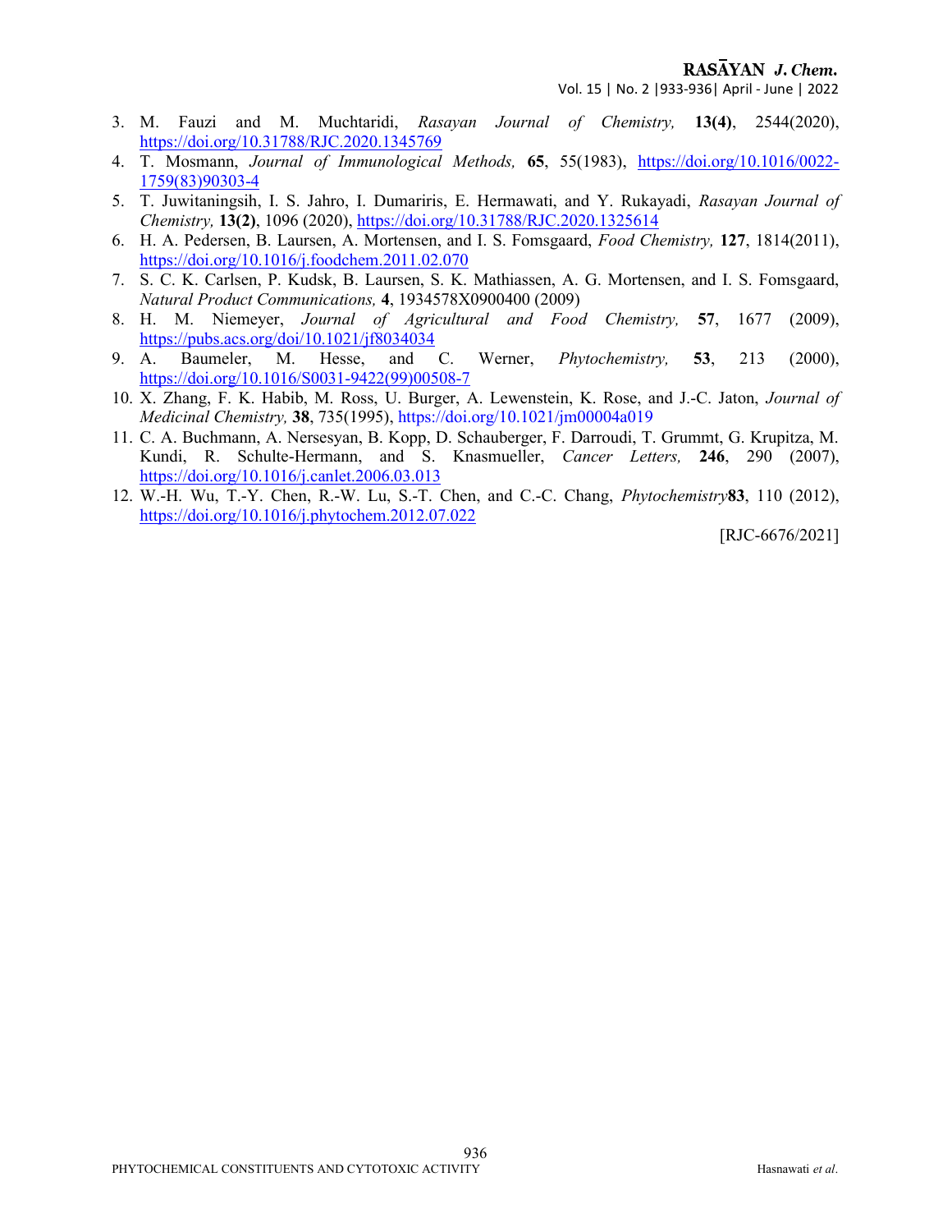3. M. Fauzi and M. Muchtaridi, *Rasayan Journal of Chemistry,* **13(4)**, 2544(2020), https://doi.org/10.31788/RJC.2020.1345769
4. T. Mosmann, *Journal of Immunological Methods,* **65**, 55(1983), https://doi.org/10.1016/0022-1759(83)90303-4
5. T. Juwitaningsih, I. S. Jahro, I. Dumariris, E. Hermawati, and Y. Rukayadi, *Rasayan Journal of Chemistry,* **13(2)**, 1096 (2020), https://doi.org/10.31788/RJC.2020.1325614
6. H. A. Pedersen, B. Laursen, A. Mortensen, and I. S. Fomsgaard, *Food Chemistry,* **127**, 1814(2011), https://doi.org/10.1016/j.foodchem.2011.02.070
7. S. C. K. Carlsen, P. Kudsk, B. Laursen, S. K. Mathiassen, A. G. Mortensen, and I. S. Fomsgaard, *Natural Product Communications,* **4**, 1934578X0900400 (2009)
8. H. M. Niemeyer, *Journal of Agricultural and Food Chemistry,* **57**, 1677 (2009), https://pubs.acs.org/doi/10.1021/jf8034034
9. A. Baumeler, M. Hesse, and C. Werner, *Phytochemistry,* **53**, 213 (2000), https://doi.org/10.1016/S0031-9422(99)00508-7
10. X. Zhang, F. K. Habib, M. Ross, U. Burger, A. Lewenstein, K. Rose, and J.-C. Jaton, *Journal of Medicinal Chemistry,* **38**, 735(1995), https://doi.org/10.1021/jm00004a019
11. C. A. Buchmann, A. Nersesyan, B. Kopp, D. Schauberger, F. Darroudi, T. Grummt, G. Krupitza, M. Kundi, R. Schulte-Hermann, and S. Knasmueller, *Cancer Letters,* **246**, 290 (2007), https://doi.org/10.1016/j.canlet.2006.03.013
12. W.-H. Wu, T.-Y. Chen, R.-W. Lu, S.-T. Chen, and C.-C. Chang, *Phytochemistry***83**, 110 (2012), https://doi.org/10.1016/j.phytochem.2012.07.022

[RJC-6676/2021]